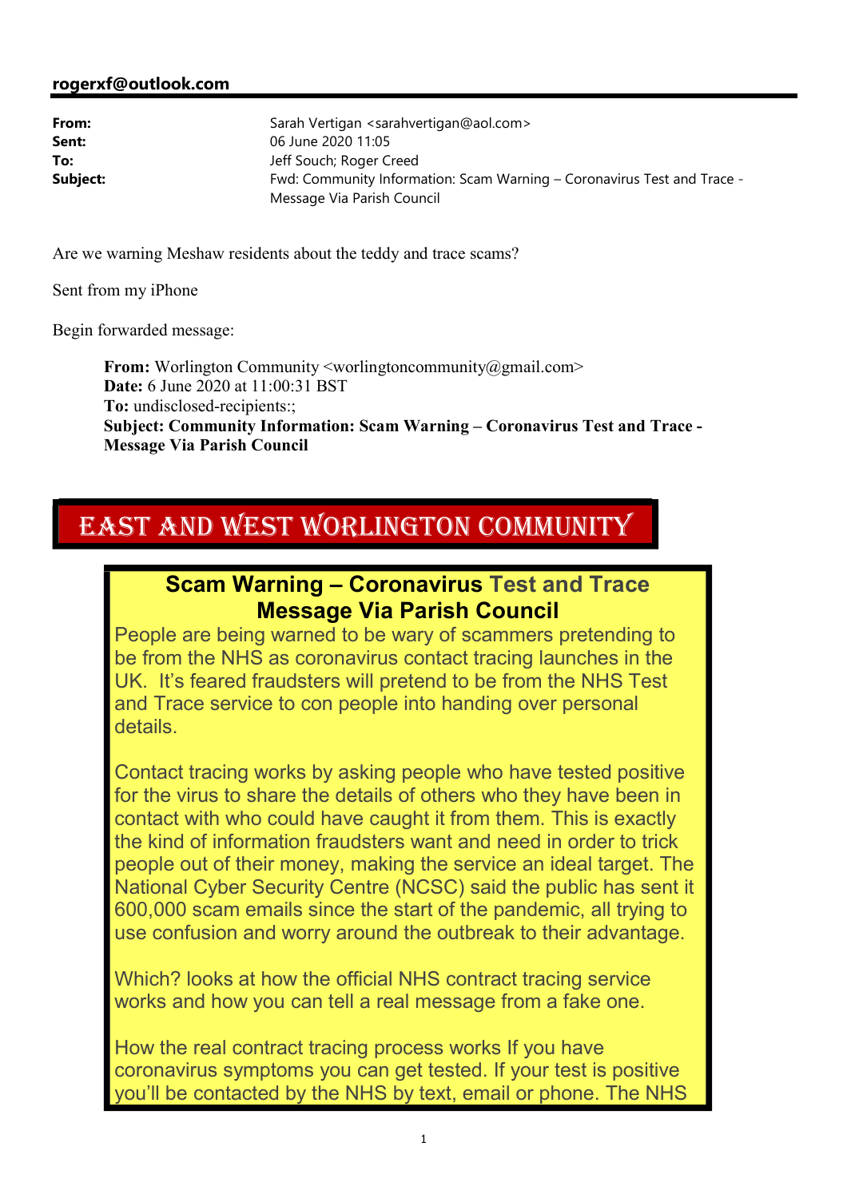**rogerxf@outlook.com**

| | |
|---|---|
| **From:** | Sarah Vertigan <sarahvertigan@aol.com> |
| **Sent:** | 06 June 2020 11:05 |
| **To:** | Jeff Souch; Roger Creed |
| **Subject:** | Fwd: Community Information: Scam Warning – Coronavirus Test and Trace - Message Via Parish Council |

Are we warning Meshaw residents about the teddy and trace scams?

Sent from my iPhone

Begin forwarded message:

> **From:** Worlington Community <worlingtoncommunity@gmail.com>
> **Date:** 6 June 2020 at 11:00:31 BST
> **To:** undisclosed-recipients:;
> **Subject: Community Information: Scam Warning – Coronavirus Test and Trace - Message Via Parish Council**

# EAST AND WEST WORLINGTON COMMUNITY

## Scam Warning – Coronavirus Test and Trace Message Via Parish Council

People are being warned to be wary of scammers pretending to be from the NHS as coronavirus contact tracing launches in the UK. It's feared fraudsters will pretend to be from the NHS Test and Trace service to con people into handing over personal details.

Contact tracing works by asking people who have tested positive for the virus to share the details of others who they have been in contact with who could have caught it from them. This is exactly the kind of information fraudsters want and need in order to trick people out of their money, making the service an ideal target. The National Cyber Security Centre (NCSC) said the public has sent it 600,000 scam emails since the start of the pandemic, all trying to use confusion and worry around the outbreak to their advantage.

Which? looks at how the official NHS contract tracing service works and how you can tell a real message from a fake one.

How the real contract tracing process works If you have coronavirus symptoms you can get tested. If your test is positive you'll be contacted by the NHS by text, email or phone. The NHS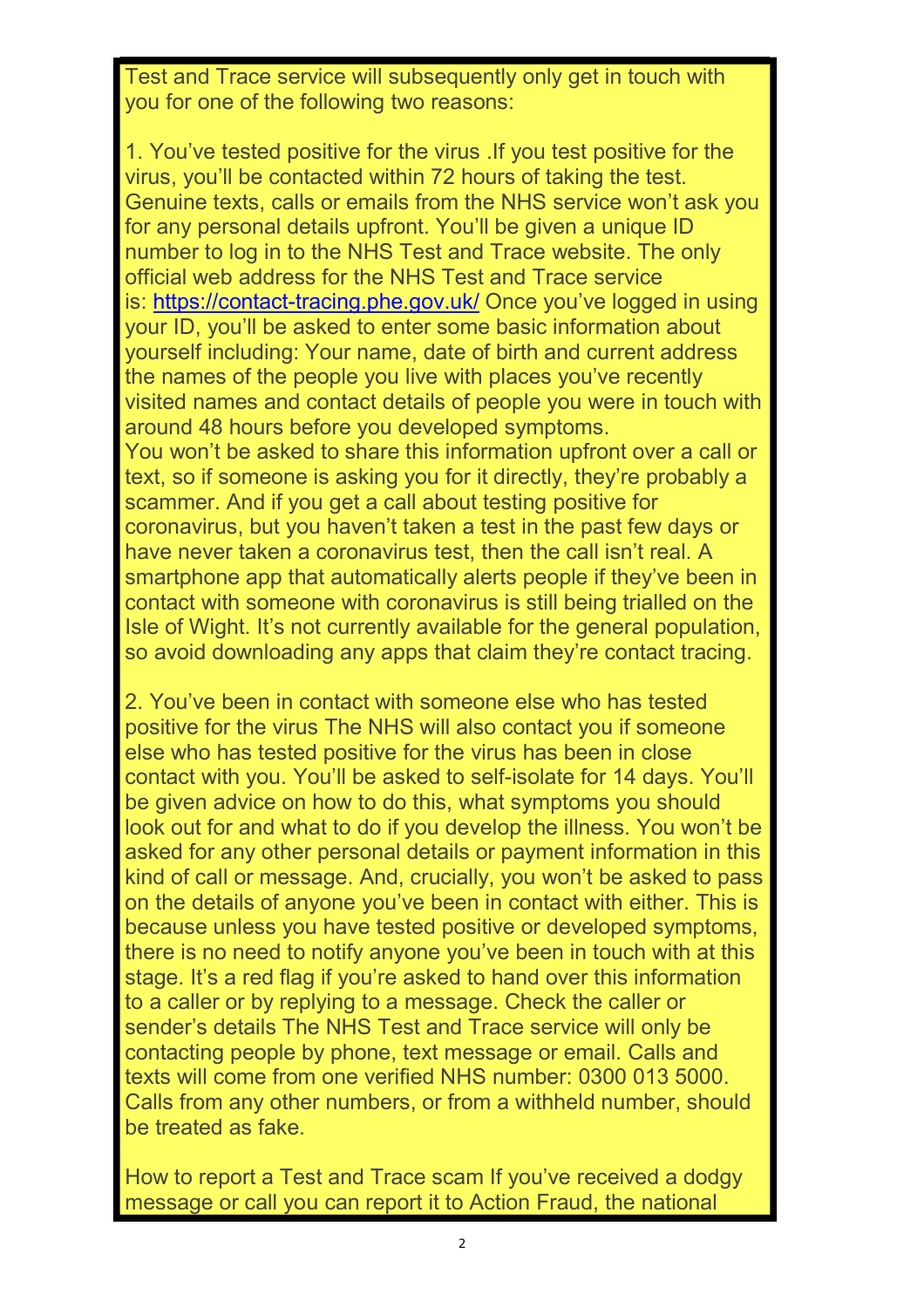Test and Trace service will subsequently only get in touch with you for one of the following two reasons:

1. You've tested positive for the virus .If you test positive for the virus, you'll be contacted within 72 hours of taking the test. Genuine texts, calls or emails from the NHS service won't ask you for any personal details upfront. You'll be given a unique ID number to log in to the NHS Test and Trace website. The only official web address for the NHS Test and Trace service is: https://contact-tracing.phe.gov.uk/ Once you've logged in using your ID, you'll be asked to enter some basic information about yourself including: Your name, date of birth and current address the names of the people you live with places you've recently visited names and contact details of people you were in touch with around 48 hours before you developed symptoms.
You won't be asked to share this information upfront over a call or text, so if someone is asking you for it directly, they're probably a scammer. And if you get a call about testing positive for coronavirus, but you haven't taken a test in the past few days or have never taken a coronavirus test, then the call isn't real. A smartphone app that automatically alerts people if they've been in contact with someone with coronavirus is still being trialled on the Isle of Wight. It's not currently available for the general population, so avoid downloading any apps that claim they're contact tracing.

2. You've been in contact with someone else who has tested positive for the virus The NHS will also contact you if someone else who has tested positive for the virus has been in close contact with you. You'll be asked to self-isolate for 14 days. You'll be given advice on how to do this, what symptoms you should look out for and what to do if you develop the illness. You won't be asked for any other personal details or payment information in this kind of call or message. And, crucially, you won't be asked to pass on the details of anyone you've been in contact with either. This is because unless you have tested positive or developed symptoms, there is no need to notify anyone you've been in touch with at this stage. It's a red flag if you're asked to hand over this information to a caller or by replying to a message. Check the caller or sender's details The NHS Test and Trace service will only be contacting people by phone, text message or email. Calls and texts will come from one verified NHS number: 0300 013 5000. Calls from any other numbers, or from a withheld number, should be treated as fake.

How to report a Test and Trace scam If you've received a dodgy message or call you can report it to Action Fraud, the national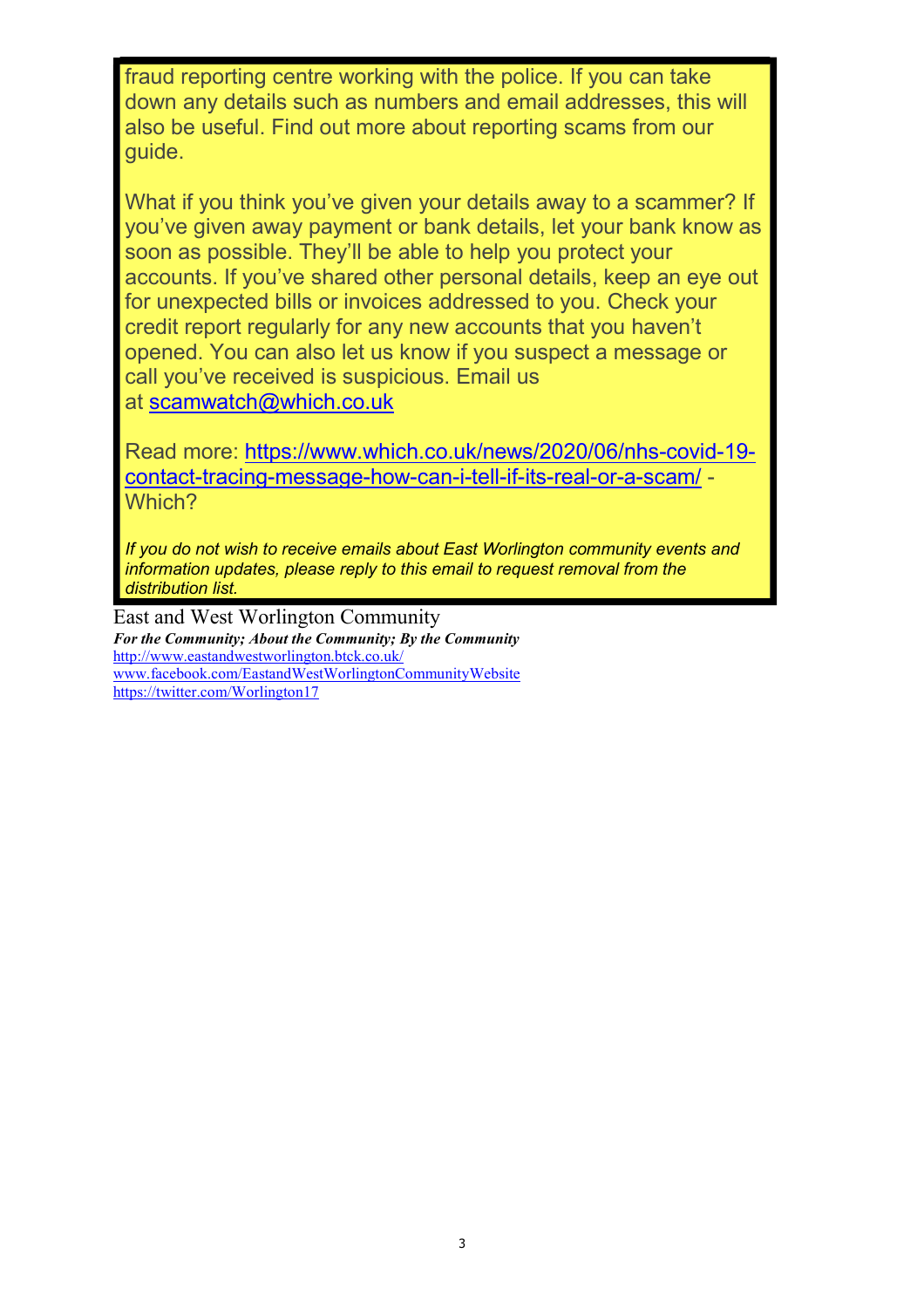fraud reporting centre working with the police. If you can take down any details such as numbers and email addresses, this will also be useful. Find out more about reporting scams from our guide.

What if you think you've given your details away to a scammer? If you've given away payment or bank details, let your bank know as soon as possible. They'll be able to help you protect your accounts. If you've shared other personal details, keep an eye out for unexpected bills or invoices addressed to you. Check your credit report regularly for any new accounts that you haven't opened. You can also let us know if you suspect a message or call you've received is suspicious. Email us at [scamwatch@which.co.uk](mailto:scamwatch@which.co.uk)

Read more: [https://www.which.co.uk/news/2020/06/nhs-covid-19-contact-tracing-message-how-can-i-tell-if-its-real-or-a-scam/](https://www.which.co.uk/news/2020/06/nhs-covid-19-contact-tracing-message-how-can-i-tell-if-its-real-or-a-scam/) - Which?

*If you do not wish to receive emails about East Worlington community events and information updates, please reply to this email to request removal from the distribution list.*

East and West Worlington Community

***For the Community; About the Community; By the Community***

[http://www.eastandwestworlington.btck.co.uk/](http://www.eastandwestworlington.btck.co.uk/)

[www.facebook.com/EastandWestWorlingtonCommunityWebsite](http://www.facebook.com/EastandWestWorlingtonCommunityWebsite)

[https://twitter.com/Worlington17](https://twitter.com/Worlington17)